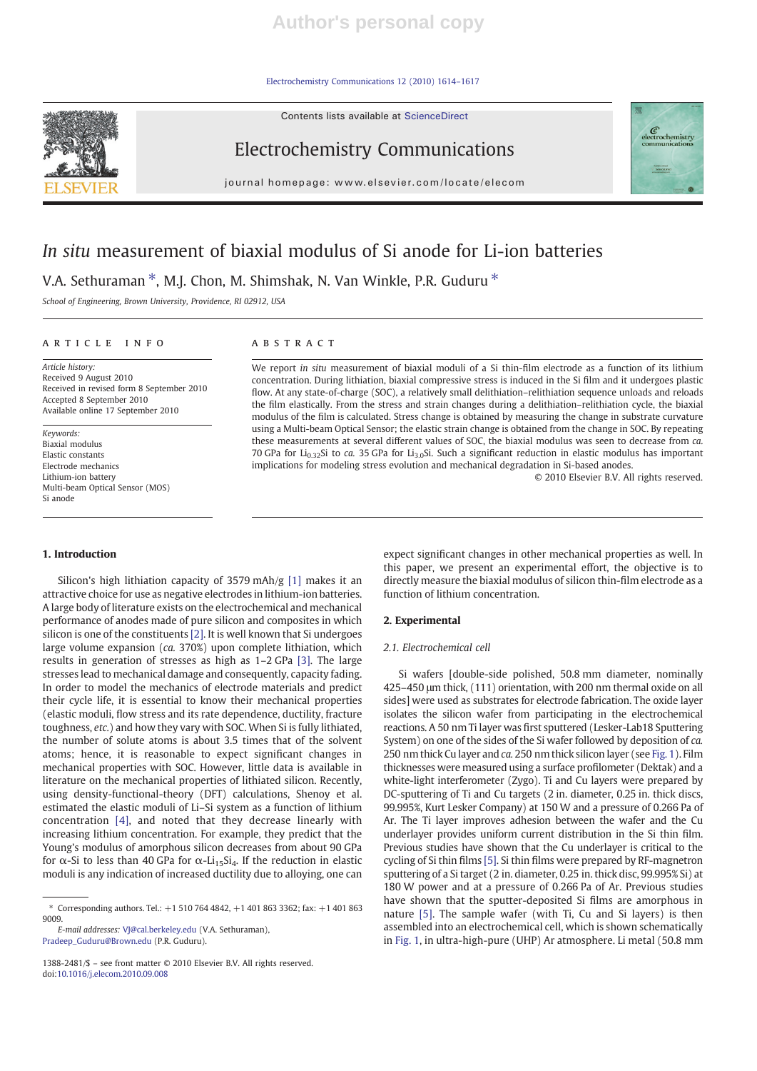Contents lists available at ScienceDirect

# Electrochemistry Communications

journal homepage: www.elsevier.com/locate/elecom

# *In situ* measurement of biaxial modulus of Si anode for Li-ion batteries

V.A. Sethuraman *, M.J. Chon, M. Shimshak, N. Van Winkle, P.R. Guduru *

*School of Engineering, Brown University, Providence, RI 02912, USA*

## ARTICLE INFO

*Article history:*
Received 9 August 2010
Received in revised form 8 September 2010
Accepted 8 September 2010
Available online 17 September 2010

*Keywords:*
Biaxial modulus
Elastic constants
Electrode mechanics
Lithium-ion battery
Multi-beam Optical Sensor (MOS)
Si anode

## ABSTRACT

We report *in situ* measurement of biaxial moduli of a Si thin-film electrode as a function of its lithium concentration. During lithiation, biaxial compressive stress is induced in the Si film and it undergoes plastic flow. At any state-of-charge (SOC), a relatively small delithiation–relithiation sequence unloads and reloads the film elastically. From the stress and strain changes during a delithiation–relithiation cycle, the biaxial modulus of the film is calculated. Stress change is obtained by measuring the change in substrate curvature using a Multi-beam Optical Sensor; the elastic strain change is obtained from the change in SOC. By repeating these measurements at several different values of SOC, the biaxial modulus was seen to decrease from *ca.* 70 GPa for $Li_{0.32}Si$ to *ca.* 35 GPa for $Li_{3.0}Si$. Such a significant reduction in elastic modulus has important implications for modeling stress evolution and mechanical degradation in Si-based anodes.

© 2010 Elsevier B.V. All rights reserved.

## 1. Introduction

Silicon's high lithiation capacity of 3579 mAh/g [1] makes it an attractive choice for use as negative electrodes in lithium-ion batteries. A large body of literature exists on the electrochemical and mechanical performance of anodes made of pure silicon and composites in which silicon is one of the constituents [2]. It is well known that Si undergoes large volume expansion (*ca.* 370%) upon complete lithiation, which results in generation of stresses as high as 1–2 GPa [3]. The large stresses lead to mechanical damage and consequently, capacity fading. In order to model the mechanics of electrode materials and predict their cycle life, it is essential to know their mechanical properties (elastic moduli, flow stress and its rate dependence, ductility, fracture toughness, *etc.*) and how they vary with SOC. When Si is fully lithiated, the number of solute atoms is about 3.5 times that of the solvent atoms; hence, it is reasonable to expect significant changes in mechanical properties with SOC. However, little data is available in literature on the mechanical properties of lithiated silicon. Recently, using density-functional-theory (DFT) calculations, Shenoy et al. estimated the elastic moduli of Li–Si system as a function of lithium concentration [4], and noted that they decrease linearly with increasing lithium concentration. For example, they predict that the Young's modulus of amorphous silicon decreases from about 90 GPa for α-Si to less than 40 GPa for α-$Li_{15}Si_4$. If the reduction in elastic moduli is any indication of increased ductility due to alloying, one can expect significant changes in other mechanical properties as well. In this paper, we present an experimental effort, the objective is to directly measure the biaxial modulus of silicon thin-film electrode as a function of lithium concentration.

## 2. Experimental

### 2.1. Electrochemical cell

Si wafers [double-side polished, 50.8 mm diameter, nominally 425–450 μm thick, (111) orientation, with 200 nm thermal oxide on all sides] were used as substrates for electrode fabrication. The oxide layer isolates the silicon wafer from participating in the electrochemical reactions. A 50 nm Ti layer was first sputtered (Lesker-Lab18 Sputtering System) on one of the sides of the Si wafer followed by deposition of *ca.* 250 nm thick Cu layer and *ca.* 250 nm thick silicon layer (see Fig. 1). Film thicknesses were measured using a surface profilometer (Dektak) and a white-light interferometer (Zygo). Ti and Cu layers were prepared by DC-sputtering of Ti and Cu targets (2 in. diameter, 0.25 in. thick discs, 99.995%, Kurt Lesker Company) at 150 W and at a pressure of 0.266 Pa of Ar. The Ti layer improves adhesion between the wafer and the Cu underlayer provides uniform current distribution in the Si thin film. Previous studies have shown that the Cu underlayer is critical to the cycling of Si thin films [5]. Si thin films were prepared by RF-magnetron sputtering of a Si target (2 in. diameter, 0.25 in. thick disc, 99.995% Si) at 180 W power and at a pressure of 0.266 Pa of Ar. Previous studies have shown that the sputter-deposited Si films are amorphous in nature [5]. The sample wafer (with Ti, Cu and Si layers) is then assembled into an electrochemical cell, which is shown schematically in Fig. 1, in ultra-high-pure (UHP) Ar atmosphere. Li metal (50.8 mm

* Corresponding authors. Tel.: +1 510 764 4842, +1 401 863 3362; fax: +1 401 863 9009.
*E-mail addresses:* VJ@cal.berkeley.edu (V.A. Sethuraman), Pradeep_Guduru@Brown.edu (P.R. Guduru).

1388-2481/$ – see front matter © 2010 Elsevier B.V. All rights reserved.
doi:10.1016/j.elecom.2010.09.008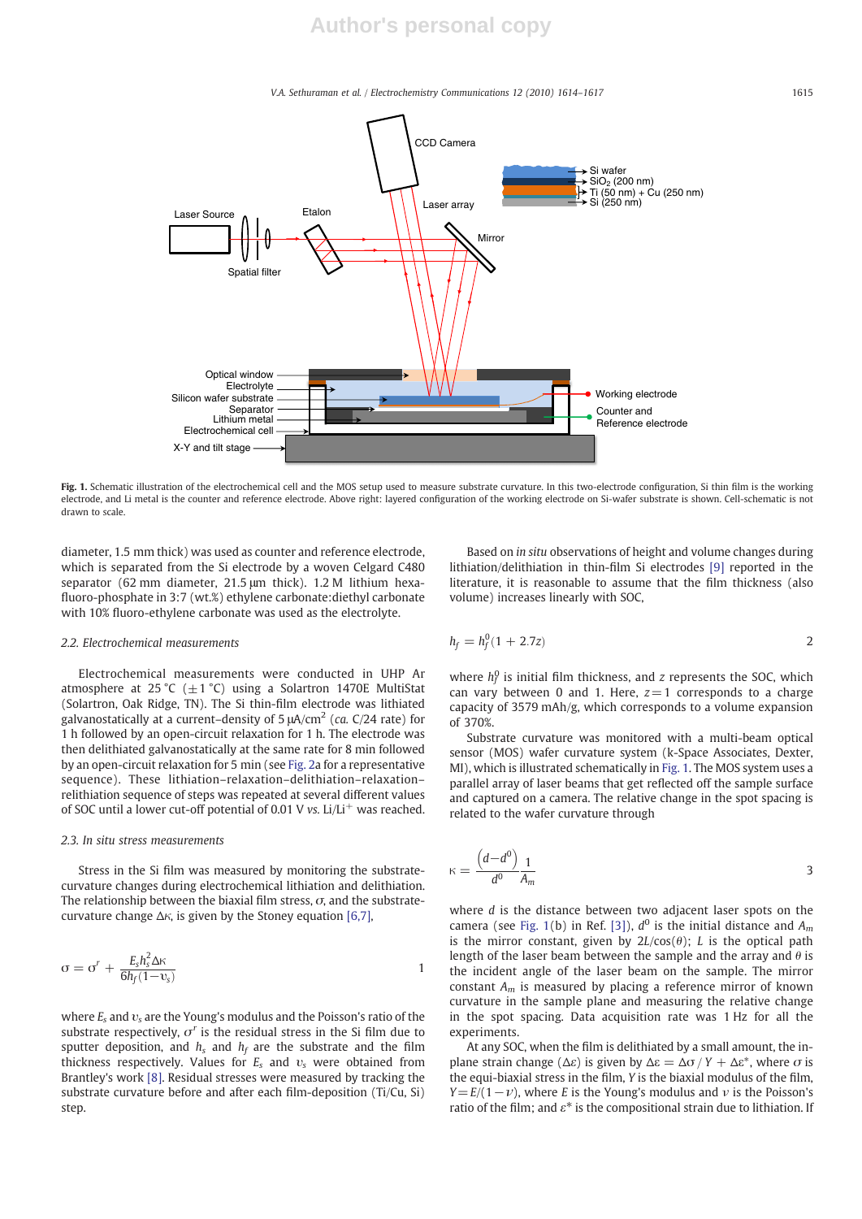Fig. 1. Schematic illustration of the electrochemical cell and the MOS setup used to measure substrate curvature. In this two-electrode configuration, Si thin film is the working electrode, and Li metal is the counter and reference electrode. Above right: layered configuration of the working electrode on Si-wafer substrate is shown. Cell-schematic is not drawn to scale.

diameter, 1.5 mm thick) was used as counter and reference electrode, which is separated from the Si electrode by a woven Celgard C480 separator (62 mm diameter, 21.5 μm thick). 1.2 M lithium hexa-fluoro-phosphate in 3:7 (wt.%) ethylene carbonate:diethyl carbonate with 10% fluoro-ethylene carbonate was used as the electrolyte.

### 2.2. Electrochemical measurements

Electrochemical measurements were conducted in UHP Ar atmosphere at 25 °C (±1 °C) using a Solartron 1470E MultiStat (Solartron, Oak Ridge, TN). The Si thin-film electrode was lithiated galvanostatically at a current-density of 5 μA/cm$^2$ (*ca.* C/24 rate) for 1 h followed by an open-circuit relaxation for 1 h. The electrode was then delithiated galvanostatically at the same rate for 8 min followed by an open-circuit relaxation for 5 min (see Fig. 2a for a representative sequence). These lithiation–relaxation–delithiation–relaxation–relithiation sequence of steps was repeated at several different values of SOC until a lower cut-off potential of 0.01 V *vs.* Li/Li$^+$ was reached.

### 2.3. In situ stress measurements

Stress in the Si film was measured by monitoring the substrate-curvature changes during electrochemical lithiation and delithiation. The relationship between the biaxial film stress, $\sigma$, and the substrate-curvature change $\Delta\kappa$, is given by the Stoney equation [6,7],

$$\sigma = \sigma^r + \frac{E_s h_s^2 \Delta\kappa}{6h_f(1-\upsilon_s)} \tag{1}$$

where $E_s$ and $\upsilon_s$ are the Young's modulus and the Poisson's ratio of the substrate respectively, $\sigma^r$ is the residual stress in the Si film due to sputter deposition, and $h_s$ and $h_f$ are the substrate and the film thickness respectively. Values for $E_s$ and $\upsilon_s$ were obtained from Brantley's work [8]. Residual stresses were measured by tracking the substrate curvature before and after each film-deposition (Ti/Cu, Si) step.

Based on *in situ* observations of height and volume changes during lithiation/delithiation in thin-film Si electrodes [9] reported in the literature, it is reasonable to assume that the film thickness (also volume) increases linearly with SOC,

$$h_f = h_f^0(1 + 2.7z) \tag{2}$$

where $h_f^0$ is initial film thickness, and $z$ represents the SOC, which can vary between 0 and 1. Here, $z = 1$ corresponds to a charge capacity of 3579 mAh/g, which corresponds to a volume expansion of 370%.

Substrate curvature was monitored with a multi-beam optical sensor (MOS) wafer curvature system (k-Space Associates, Dexter, MI), which is illustrated schematically in Fig. 1. The MOS system uses a parallel array of laser beams that get reflected off the sample surface and captured on a camera. The relative change in the spot spacing is related to the wafer curvature through

$$\kappa = \frac{(d - d^0)}{d^0}\frac{1}{A_m} \tag{3}$$

where $d$ is the distance between two adjacent laser spots on the camera (see Fig. 1(b) in Ref. [3]), $d^0$ is the initial distance and $A_m$ is the mirror constant, given by $2L/\cos(\theta)$; $L$ is the optical path length of the laser beam between the sample and the array and $\theta$ is the incident angle of the laser beam on the sample. The mirror constant $A_m$ is measured by placing a reference mirror of known curvature in the sample plane and measuring the relative change in the spot spacing. Data acquisition rate was 1 Hz for all the experiments.

At any SOC, when the film is delithiated by a small amount, the in-plane strain change $(\Delta\varepsilon)$ is given by $\Delta\varepsilon = \Delta\sigma / Y + \Delta\varepsilon^*$, where $\sigma$ is the equi-biaxial stress in the film, $Y$ is the biaxial modulus of the film, $Y = E/(1-\nu)$, where $E$ is the Young's modulus and $\nu$ is the Poisson's ratio of the film; and $\varepsilon^*$ is the compositional strain due to lithiation. If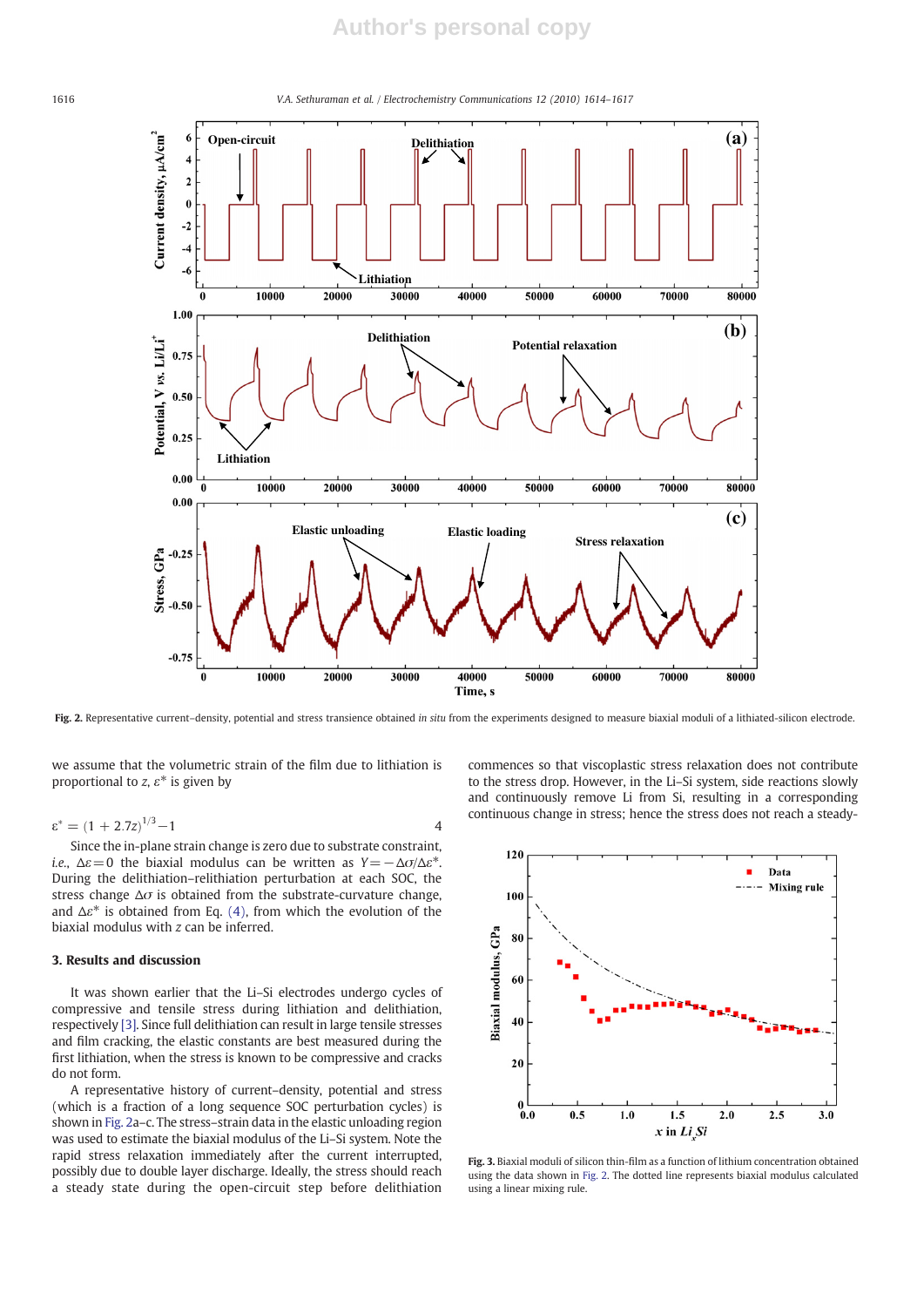Fig. 2. Representative current–density, potential and stress transience obtained *in situ* from the experiments designed to measure biaxial moduli of a lithiated-silicon electrode.

we assume that the volumetric strain of the film due to lithiation is proportional to $z$, $\varepsilon^*$ is given by

$$\varepsilon^* = (1 + 2.7z)^{1/3} - 1 \qquad (4)$$

Since the in-plane strain change is zero due to substrate constraint, *i.e.*, $\Delta\varepsilon = 0$ the biaxial modulus can be written as $Y = -\Delta\sigma/\Delta\varepsilon^*$. During the delithiation–relithiation perturbation at each SOC, the stress change $\Delta\sigma$ is obtained from the substrate-curvature change, and $\Delta\varepsilon^*$ is obtained from Eq. (4), from which the evolution of the biaxial modulus with $z$ can be inferred.

## 3. Results and discussion

It was shown earlier that the Li–Si electrodes undergo cycles of compressive and tensile stress during lithiation and delithiation, respectively [3]. Since full delithiation can result in large tensile stresses and film cracking, the elastic constants are best measured during the first lithiation, when the stress is known to be compressive and cracks do not form.

A representative history of current–density, potential and stress (which is a fraction of a long sequence SOC perturbation cycles) is shown in Fig. 2a–c. The stress–strain data in the elastic unloading region was used to estimate the biaxial modulus of the Li–Si system. Note the rapid stress relaxation immediately after the current interrupted, possibly due to double layer discharge. Ideally, the stress should reach a steady state during the open-circuit step before delithiation commences so that viscoplastic stress relaxation does not contribute to the stress drop. However, in the Li–Si system, side reactions slowly and continuously remove Li from Si, resulting in a corresponding continuous change in stress; hence the stress does not reach a steady-

Fig. 3. Biaxial moduli of silicon thin-film as a function of lithium concentration obtained using the data shown in Fig. 2. The dotted line represents biaxial modulus calculated using a linear mixing rule.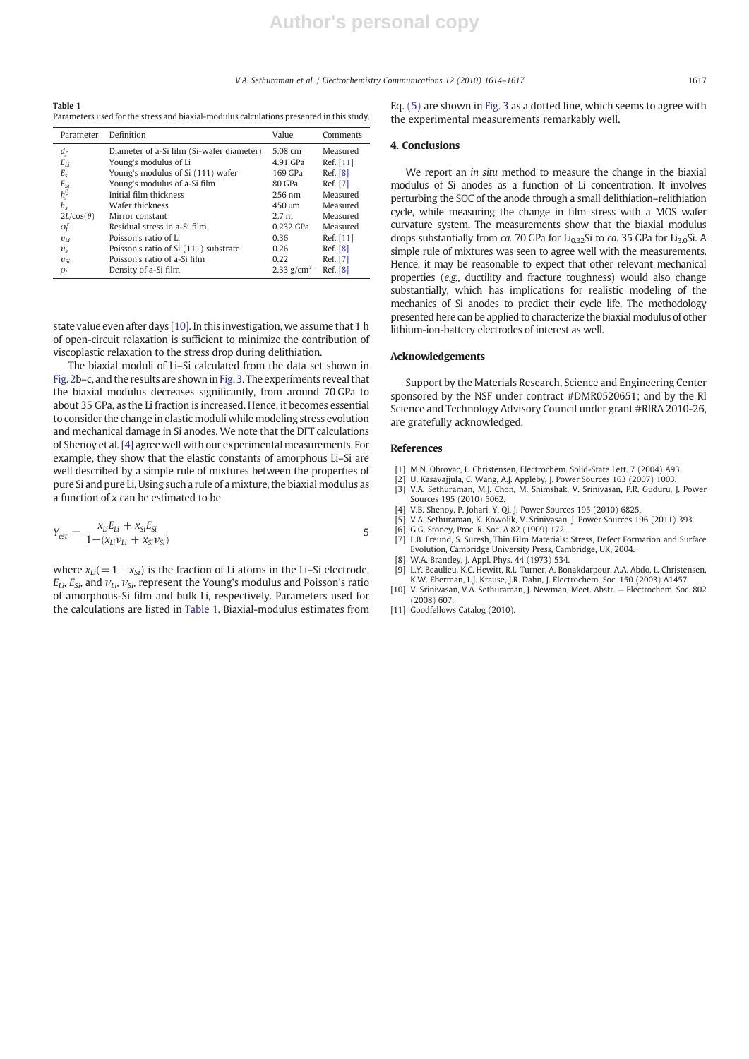**Table 1**
Parameters used for the stress and biaxial-modulus calculations presented in this study.

| Parameter | Definition | Value | Comments |
|---|---|---|---|
| $d_f$ | Diameter of a-Si film (Si-wafer diameter) | 5.08 cm | Measured |
| $E_{Li}$ | Young's modulus of Li | 4.91 GPa | Ref. [11] |
| $E_s$ | Young's modulus of Si (111) wafer | 169 GPa | Ref. [8] |
| $E_{Si}$ | Young's modulus of a-Si film | 80 GPa | Ref. [7] |
| $h_f^0$ | Initial film thickness | 256 nm | Measured |
| $h_s$ | Wafer thickness | 450 μm | Measured |
| $2L/\cos(\theta)$ | Mirror constant | 2.7 m | Measured |
| $\sigma_f^r$ | Residual stress in a-Si film | 0.232 GPa | Measured |
| $\upsilon_{Li}$ | Poisson's ratio of Li | 0.36 | Ref. [11] |
| $\upsilon_s$ | Poisson's ratio of Si (111) substrate | 0.26 | Ref. [8] |
| $\upsilon_{Si}$ | Poisson's ratio of a-Si film | 0.22 | Ref. [7] |
| $\rho_f$ | Density of a-Si film | 2.33 g/cm$^3$ | Ref. [8] |

state value even after days [10]. In this investigation, we assume that 1 h of open-circuit relaxation is sufficient to minimize the contribution of viscoplastic relaxation to the stress drop during delithiation.

The biaxial moduli of Li–Si calculated from the data set shown in Fig. 2b–c, and the results are shown in Fig. 3. The experiments reveal that the biaxial modulus decreases significantly, from around 70 GPa to about 35 GPa, as the Li fraction is increased. Hence, it becomes essential to consider the change in elastic moduli while modeling stress evolution and mechanical damage in Si anodes. We note that the DFT calculations of Shenoy et al. [4] agree well with our experimental measurements. For example, they show that the elastic constants of amorphous Li–Si are well described by a simple rule of mixtures between the properties of pure Si and pure Li. Using such a rule of a mixture, the biaxial modulus as a function of $x$ can be estimated to be

$$Y_{est} = \frac{x_{Li}E_{Li} + x_{Si}E_{Si}}{1-(x_{Li}\nu_{Li} + x_{Si}\nu_{Si})} \qquad (5)$$

where $x_{Li}(=1-x_{Si})$ is the fraction of Li atoms in the Li–Si electrode, $E_{Li}$, $E_{Si}$, and $\nu_{Li}$, $\nu_{Si}$, represent the Young's modulus and Poisson's ratio of amorphous-Si film and bulk Li, respectively. Parameters used for the calculations are listed in Table 1. Biaxial-modulus estimates from Eq. (5) are shown in Fig. 3 as a dotted line, which seems to agree with the experimental measurements remarkably well.

## 4. Conclusions

We report an *in situ* method to measure the change in the biaxial modulus of Si anodes as a function of Li concentration. It involves perturbing the SOC of the anode through a small delithiation–relithiation cycle, while measuring the change in film stress with a MOS wafer curvature system. The measurements show that the biaxial modulus drops substantially from *ca.* 70 GPa for $Li_{0.32}Si$ to *ca.* 35 GPa for $Li_{3.0}Si$. A simple rule of mixtures was seen to agree well with the measurements. Hence, it may be reasonable to expect that other relevant mechanical properties (*e.g.*, ductility and fracture toughness) would also change substantially, which has implications for realistic modeling of the mechanics of Si anodes to predict their cycle life. The methodology presented here can be applied to characterize the biaxial modulus of other lithium-ion-battery electrodes of interest as well.

## Acknowledgements

Support by the Materials Research, Science and Engineering Center sponsored by the NSF under contract #DMR0520651; and by the RI Science and Technology Advisory Council under grant #RIRA 2010-26, are gratefully acknowledged.

## References

[1] M.N. Obrovac, L. Christensen, Electrochem. Solid-State Lett. 7 (2004) A93.
[2] U. Kasavajjula, C. Wang, A.J. Appleby, J. Power Sources 163 (2007) 1003.
[3] V.A. Sethuraman, M.J. Chon, M. Shimshak, V. Srinivasan, P.R. Guduru, J. Power Sources 195 (2010) 5062.
[4] V.B. Shenoy, P. Johari, Y. Qi, J. Power Sources 195 (2010) 6825.
[5] V.A. Sethuraman, K. Kowolik, V. Srinivasan, J. Power Sources 196 (2011) 393.
[6] G.G. Stoney, Proc. R. Soc. A 82 (1909) 172.
[7] L.B. Freund, S. Suresh, Thin Film Materials: Stress, Defect Formation and Surface Evolution, Cambridge University Press, Cambridge, UK, 2004.
[8] W.A. Brantley, J. Appl. Phys. 44 (1973) 534.
[9] L.Y. Beaulieu, K.C. Hewitt, R.L. Turner, A. Bonakdarpour, A.A. Abdo, L. Christensen, K.W. Eberman, L.J. Krause, J.R. Dahn, J. Electrochem. Soc. 150 (2003) A1457.
[10] V. Srinivasan, V.A. Sethuraman, J. Newman, Meet. Abstr. — Electrochem. Soc. 802 (2008) 607.
[11] Goodfellows Catalog (2010).